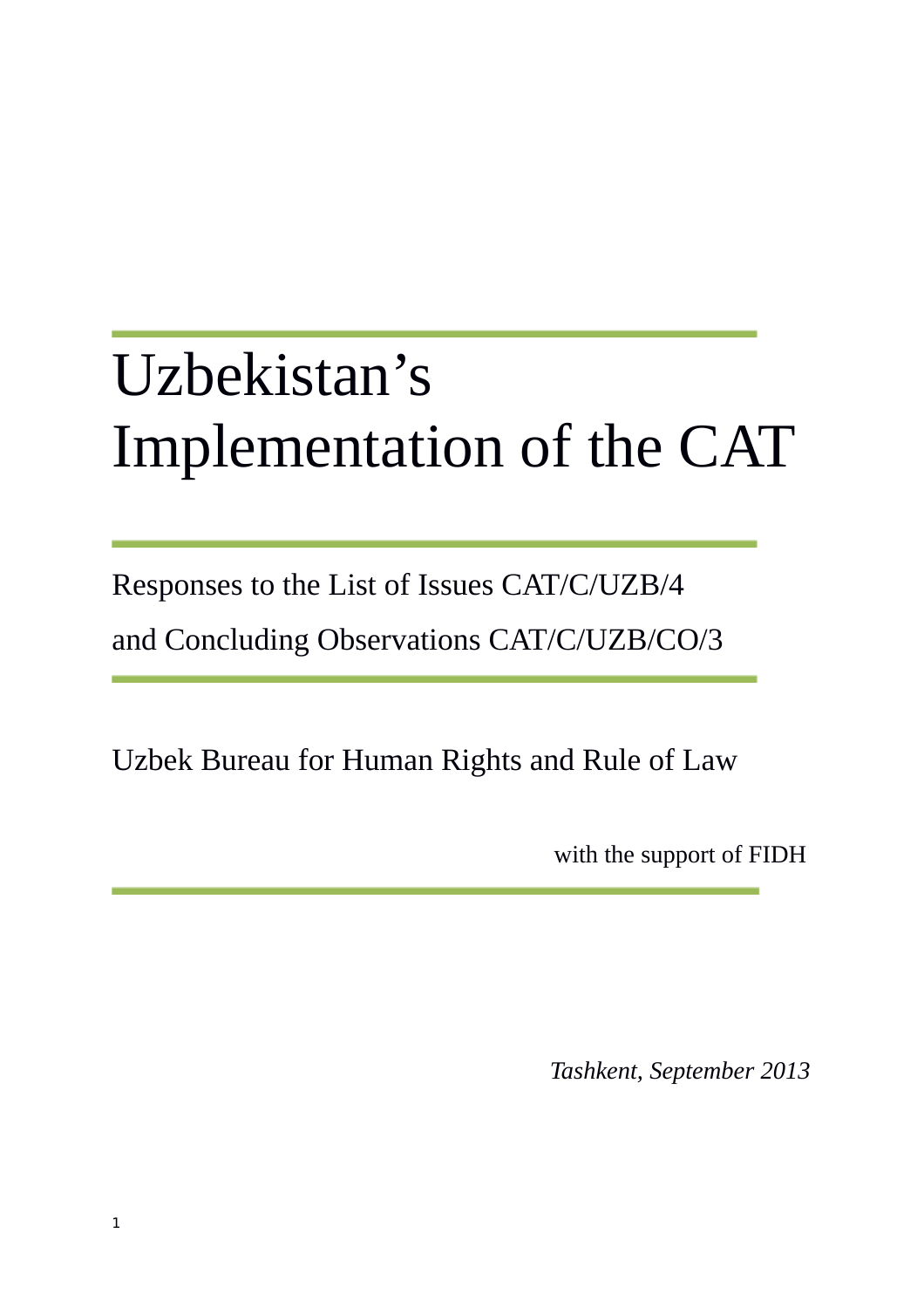# Uzbekistan's Implementation of the CAT

Responses to the List of Issues CAT/C/UZB/4

and Concluding Observations CAT/C/UZB/CO/3

Uzbek Bureau for Human Rights and Rule of Law

with the support of FIDH

*Tashkent, September 2013*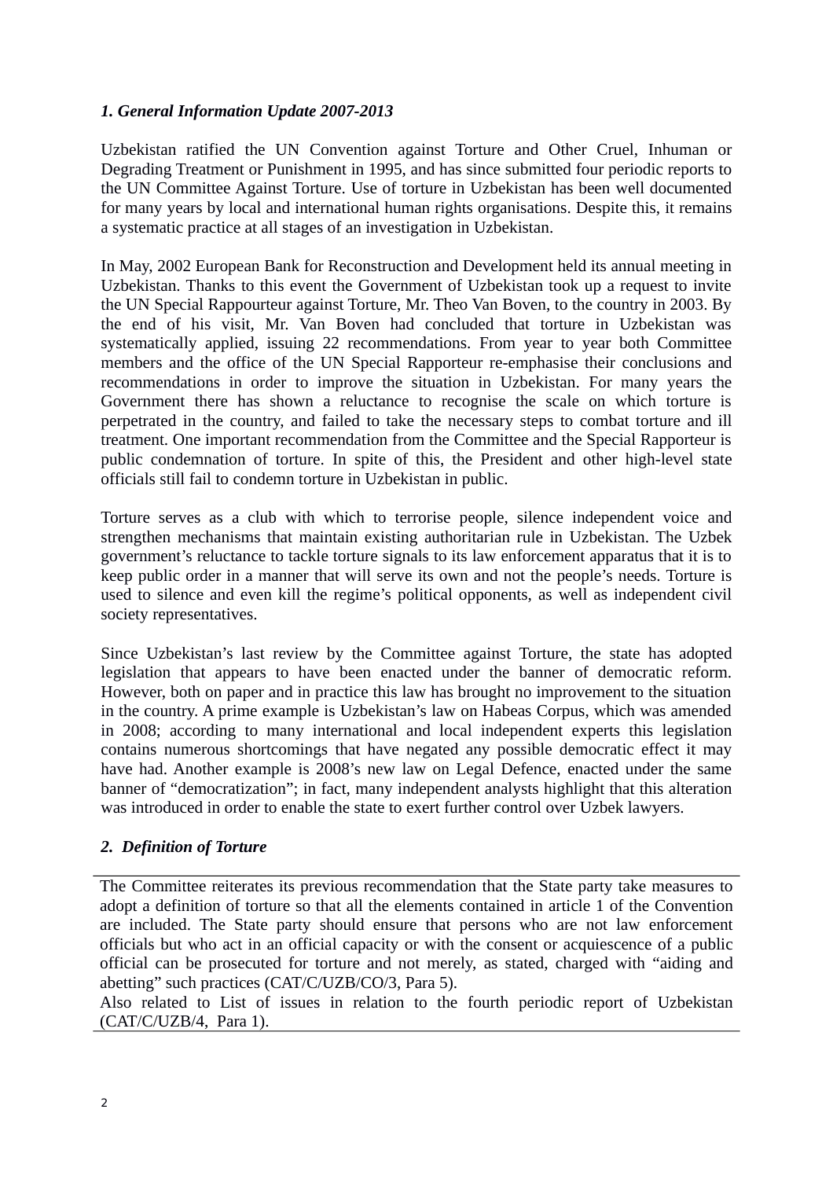### *1. General Information Update 2007-2013*

Uzbekistan ratified the UN Convention against Torture and Other Cruel, Inhuman or Degrading Treatment or Punishment in 1995, and has since submitted four periodic reports to the UN Committee Against Torture. Use of torture in Uzbekistan has been well documented for many years by local and international human rights organisations. Despite this, it remains a systematic practice at all stages of an investigation in Uzbekistan.

In May, 2002 European Bank for Reconstruction and Development held its annual meeting in Uzbekistan. Thanks to this event the Government of Uzbekistan took up a request to invite the UN Special Rappourteur against Torture, Mr. Theo Van Boven, to the country in 2003. By the end of his visit, Mr. Van Boven had concluded that torture in Uzbekistan was systematically applied, issuing 22 recommendations. From year to year both Committee members and the office of the UN Special Rapporteur re-emphasise their conclusions and recommendations in order to improve the situation in Uzbekistan. For many years the Government there has shown a reluctance to recognise the scale on which torture is perpetrated in the country, and failed to take the necessary steps to combat torture and ill treatment. One important recommendation from the Committee and the Special Rapporteur is public condemnation of torture. In spite of this, the President and other high-level state officials still fail to condemn torture in Uzbekistan in public.

Torture serves as a club with which to terrorise people, silence independent voice and strengthen mechanisms that maintain existing authoritarian rule in Uzbekistan. The Uzbek government's reluctance to tackle torture signals to its law enforcement apparatus that it is to keep public order in a manner that will serve its own and not the people's needs. Torture is used to silence and even kill the regime's political opponents, as well as independent civil society representatives.

Since Uzbekistan's last review by the Committee against Torture, the state has adopted legislation that appears to have been enacted under the banner of democratic reform. However, both on paper and in practice this law has brought no improvement to the situation in the country. A prime example is Uzbekistan's law on Habeas Corpus, which was amended in 2008; according to many international and local independent experts this legislation contains numerous shortcomings that have negated any possible democratic effect it may have had. Another example is 2008's new law on Legal Defence, enacted under the same banner of "democratization"; in fact, many independent analysts highlight that this alteration was introduced in order to enable the state to exert further control over Uzbek lawyers.

### *2. Definition of Torture*

---

The Committee reiterates its previous recommendation that the State party take measures to adopt a definition of torture so that all the elements contained in article 1 of the Convention are included. The State party should ensure that persons who are not law enforcement officials but who act in an official capacity or with the consent or acquiescence of a public official can be prosecuted for torture and not merely, as stated, charged with "aiding and abetting" such practices (CAT/C/UZB/CO/3, Para 5).
Also related to List of issues in relation to the fourth periodic report of Uzbekistan (CAT/C/UZB/4, Para 1).

---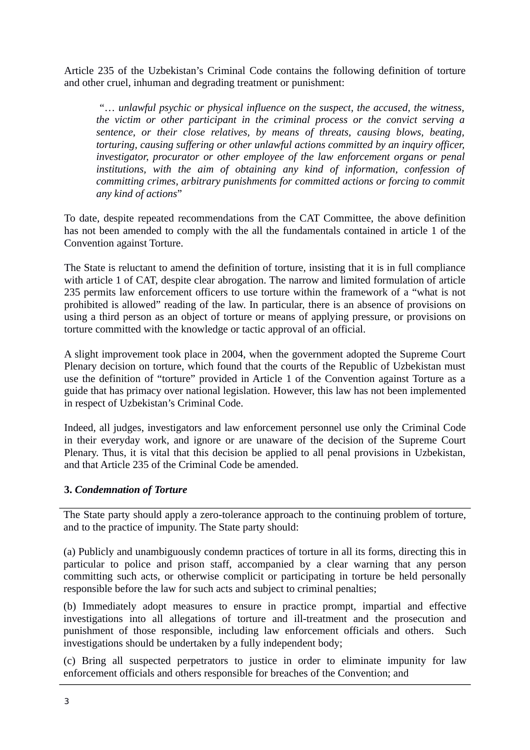Article 235 of the Uzbekistan's Criminal Code contains the following definition of torture and other cruel, inhuman and degrading treatment or punishment:

> "… *unlawful psychic or physical influence on the suspect, the accused, the witness, the victim or other participant in the criminal process or the convict serving a sentence, or their close relatives, by means of threats, causing blows, beating, torturing, causing suffering or other unlawful actions committed by an inquiry officer, investigator, procurator or other employee of the law enforcement organs or penal institutions, with the aim of obtaining any kind of information, confession of committing crimes, arbitrary punishments for committed actions or forcing to commit any kind of actions*"

To date, despite repeated recommendations from the CAT Committee, the above definition has not been amended to comply with the all the fundamentals contained in article 1 of the Convention against Torture.

The State is reluctant to amend the definition of torture, insisting that it is in full compliance with article 1 of CAT, despite clear abrogation. The narrow and limited formulation of article 235 permits law enforcement officers to use torture within the framework of a "what is not prohibited is allowed" reading of the law. In particular, there is an absence of provisions on using a third person as an object of torture or means of applying pressure, or provisions on torture committed with the knowledge or tactic approval of an official.

A slight improvement took place in 2004, when the government adopted the Supreme Court Plenary decision on torture, which found that the courts of the Republic of Uzbekistan must use the definition of "torture" provided in Article 1 of the Convention against Torture as a guide that has primacy over national legislation. However, this law has not been implemented in respect of Uzbekistan's Criminal Code.

Indeed, all judges, investigators and law enforcement personnel use only the Criminal Code in their everyday work, and ignore or are unaware of the decision of the Supreme Court Plenary. Thus, it is vital that this decision be applied to all penal provisions in Uzbekistan, and that Article 235 of the Criminal Code be amended.

### 3. *Condemnation of Torture*

The State party should apply a zero-tolerance approach to the continuing problem of torture, and to the practice of impunity. The State party should:

(a) Publicly and unambiguously condemn practices of torture in all its forms, directing this in particular to police and prison staff, accompanied by a clear warning that any person committing such acts, or otherwise complicit or participating in torture be held personally responsible before the law for such acts and subject to criminal penalties;

(b) Immediately adopt measures to ensure in practice prompt, impartial and effective investigations into all allegations of torture and ill-treatment and the prosecution and punishment of those responsible, including law enforcement officials and others. Such investigations should be undertaken by a fully independent body;

(c) Bring all suspected perpetrators to justice in order to eliminate impunity for law enforcement officials and others responsible for breaches of the Convention; and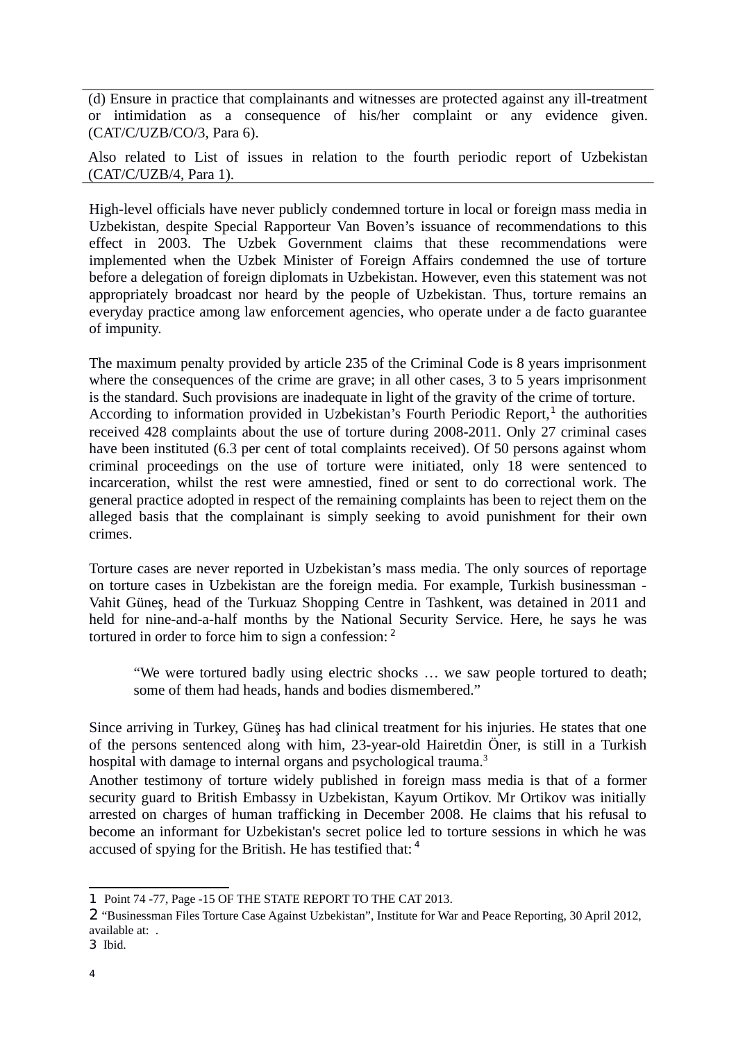(d) Ensure in practice that complainants and witnesses are protected against any ill-treatment or intimidation as a consequence of his/her complaint or any evidence given. (CAT/C/UZB/CO/3, Para 6).

Also related to List of issues in relation to the fourth periodic report of Uzbekistan (CAT/C/UZB/4, Para 1).

High-level officials have never publicly condemned torture in local or foreign mass media in Uzbekistan, despite Special Rapporteur Van Boven's issuance of recommendations to this effect in 2003. The Uzbek Government claims that these recommendations were implemented when the Uzbek Minister of Foreign Affairs condemned the use of torture before a delegation of foreign diplomats in Uzbekistan. However, even this statement was not appropriately broadcast nor heard by the people of Uzbekistan. Thus, torture remains an everyday practice among law enforcement agencies, who operate under a de facto guarantee of impunity.

The maximum penalty provided by article 235 of the Criminal Code is 8 years imprisonment where the consequences of the crime are grave; in all other cases, 3 to 5 years imprisonment is the standard. Such provisions are inadequate in light of the gravity of the crime of torture. According to information provided in Uzbekistan's Fourth Periodic Report,[1] the authorities received 428 complaints about the use of torture during 2008-2011. Only 27 criminal cases have been instituted (6.3 per cent of total complaints received). Of 50 persons against whom criminal proceedings on the use of torture were initiated, only 18 were sentenced to incarceration, whilst the rest were amnestied, fined or sent to do correctional work. The general practice adopted in respect of the remaining complaints has been to reject them on the alleged basis that the complainant is simply seeking to avoid punishment for their own crimes.

Torture cases are never reported in Uzbekistan's mass media. The only sources of reportage on torture cases in Uzbekistan are the foreign media. For example, Turkish businessman - Vahit Güneş, head of the Turkuaz Shopping Centre in Tashkent, was detained in 2011 and held for nine-and-a-half months by the National Security Service. Here, he says he was tortured in order to force him to sign a confession:[2]

> "We were tortured badly using electric shocks … we saw people tortured to death; some of them had heads, hands and bodies dismembered."

Since arriving in Turkey, Güneş has had clinical treatment for his injuries. He states that one of the persons sentenced along with him, 23-year-old Hairetdin Öner, is still in a Turkish hospital with damage to internal organs and psychological trauma.[3]

Another testimony of torture widely published in foreign mass media is that of a former security guard to British Embassy in Uzbekistan, Kayum Ortikov. Mr Ortikov was initially arrested on charges of human trafficking in December 2008. He claims that his refusal to become an informant for Uzbekistan's secret police led to torture sessions in which he was accused of spying for the British. He has testified that:[4]

---

1 Point 74 -77, Page -15 OF THE STATE REPORT TO THE CAT 2013.

2 "Businessman Files Torture Case Against Uzbekistan", Institute for War and Peace Reporting, 30 April 2012, available at: .

3 Ibid.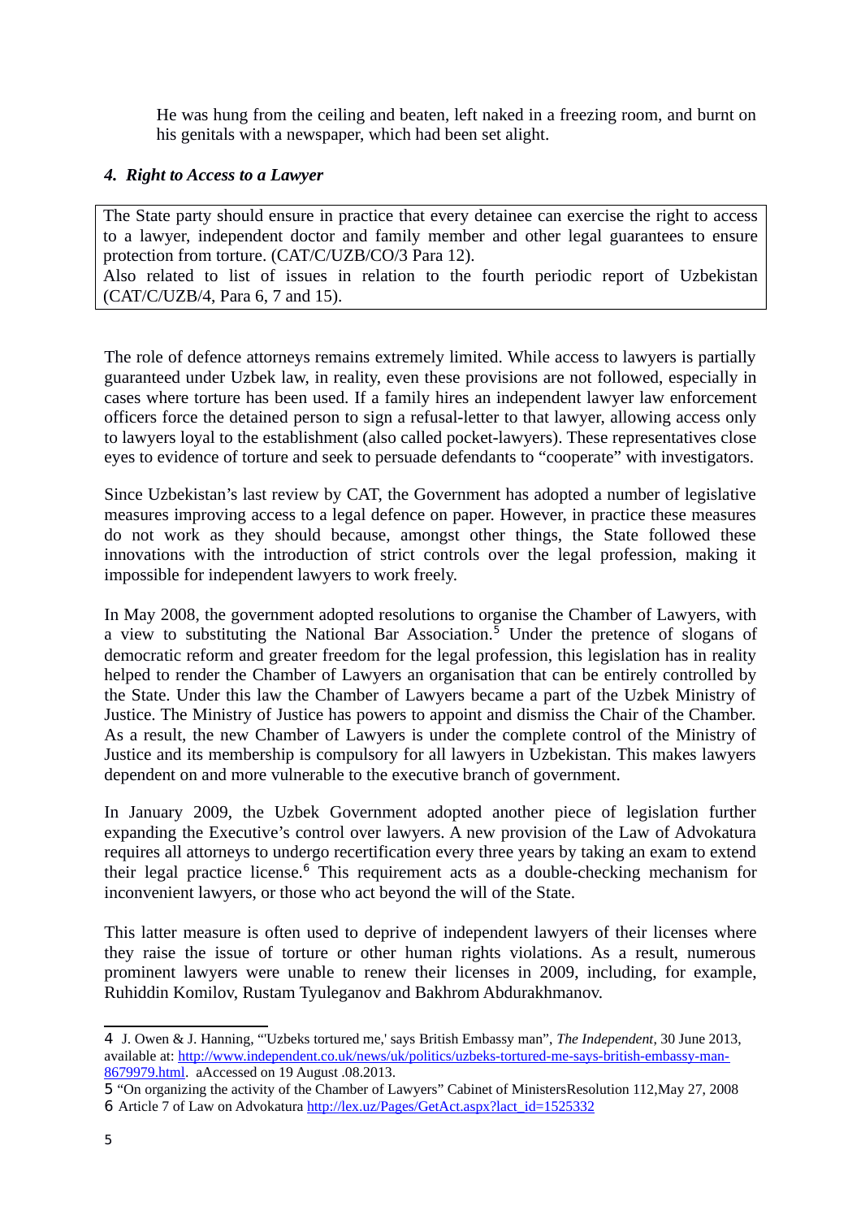He was hung from the ceiling and beaten, left naked in a freezing room, and burnt on his genitals with a newspaper, which had been set alight.

#### *4. Right to Access to a Lawyer*

> The State party should ensure in practice that every detainee can exercise the right to access to a lawyer, independent doctor and family member and other legal guarantees to ensure protection from torture. (CAT/C/UZB/CO/3 Para 12).
> Also related to list of issues in relation to the fourth periodic report of Uzbekistan (CAT/C/UZB/4, Para 6, 7 and 15).

The role of defence attorneys remains extremely limited. While access to lawyers is partially guaranteed under Uzbek law, in reality, even these provisions are not followed, especially in cases where torture has been used. If a family hires an independent lawyer law enforcement officers force the detained person to sign a refusal-letter to that lawyer, allowing access only to lawyers loyal to the establishment (also called pocket-lawyers). These representatives close eyes to evidence of torture and seek to persuade defendants to "cooperate" with investigators.

Since Uzbekistan's last review by CAT, the Government has adopted a number of legislative measures improving access to a legal defence on paper. However, in practice these measures do not work as they should because, amongst other things, the State followed these innovations with the introduction of strict controls over the legal profession, making it impossible for independent lawyers to work freely.

In May 2008, the government adopted resolutions to organise the Chamber of Lawyers, with a view to substituting the National Bar Association.[5] Under the pretence of slogans of democratic reform and greater freedom for the legal profession, this legislation has in reality helped to render the Chamber of Lawyers an organisation that can be entirely controlled by the State. Under this law the Chamber of Lawyers became a part of the Uzbek Ministry of Justice. The Ministry of Justice has powers to appoint and dismiss the Chair of the Chamber. As a result, the new Chamber of Lawyers is under the complete control of the Ministry of Justice and its membership is compulsory for all lawyers in Uzbekistan. This makes lawyers dependent on and more vulnerable to the executive branch of government.

In January 2009, the Uzbek Government adopted another piece of legislation further expanding the Executive's control over lawyers. A new provision of the Law of Advokatura requires all attorneys to undergo recertification every three years by taking an exam to extend their legal practice license.[6] This requirement acts as a double-checking mechanism for inconvenient lawyers, or those who act beyond the will of the State.

This latter measure is often used to deprive of independent lawyers of their licenses where they raise the issue of torture or other human rights violations. As a result, numerous prominent lawyers were unable to renew their licenses in 2009, including, for example, Ruhiddin Komilov, Rustam Tyuleganov and Bakhrom Abdurakhmanov.

---

4 J. Owen & J. Hanning, "'Uzbeks tortured me,' says British Embassy man", *The Independent*, 30 June 2013, available at: http://www.independent.co.uk/news/uk/politics/uzbeks-tortured-me-says-british-embassy-man-8679979.html. aAccessed on 19 August .08.2013.

5 "On organizing the activity of the Chamber of Lawyers" Cabinet of MinistersResolution 112,May 27, 2008

6 Article 7 of Law on Advokatura http://lex.uz/Pages/GetAct.aspx?lact_id=1525332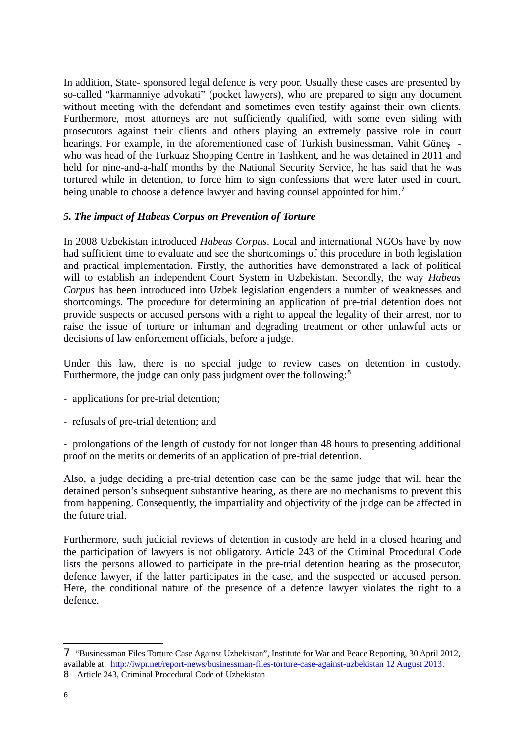In addition, State- sponsored legal defence is very poor. Usually these cases are presented by so-called "karmanniye advokati" (pocket lawyers), who are prepared to sign any document without meeting with the defendant and sometimes even testify against their own clients. Furthermore, most attorneys are not sufficiently qualified, with some even siding with prosecutors against their clients and others playing an extremely passive role in court hearings. For example, in the aforementioned case of Turkish businessman, Vahit Güneş - who was head of the Turkuaz Shopping Centre in Tashkent, and he was detained in 2011 and held for nine-and-a-half months by the National Security Service, he has said that he was tortured while in detention, to force him to sign confessions that were later used in court, being unable to choose a defence lawyer and having counsel appointed for him.[7]

### *5. The impact of Habeas Corpus on Prevention of Torture*

In 2008 Uzbekistan introduced *Habeas Corpus*. Local and international NGOs have by now had sufficient time to evaluate and see the shortcomings of this procedure in both legislation and practical implementation. Firstly, the authorities have demonstrated a lack of political will to establish an independent Court System in Uzbekistan. Secondly, the way *Habeas Corpus* has been introduced into Uzbek legislation engenders a number of weaknesses and shortcomings. The procedure for determining an application of pre-trial detention does not provide suspects or accused persons with a right to appeal the legality of their arrest, nor to raise the issue of torture or inhuman and degrading treatment or other unlawful acts or decisions of law enforcement officials, before a judge.

Under this law, there is no special judge to review cases on detention in custody. Furthermore, the judge can only pass judgment over the following:[8]

- applications for pre-trial detention;
- refusals of pre-trial detention; and
- prolongations of the length of custody for not longer than 48 hours to presenting additional proof on the merits or demerits of an application of pre-trial detention.

Also, a judge deciding a pre-trial detention case can be the same judge that will hear the detained person's subsequent substantive hearing, as there are no mechanisms to prevent this from happening. Consequently, the impartiality and objectivity of the judge can be affected in the future trial.

Furthermore, such judicial reviews of detention in custody are held in a closed hearing and the participation of lawyers is not obligatory. Article 243 of the Criminal Procedural Code lists the persons allowed to participate in the pre-trial detention hearing as the prosecutor, defence lawyer, if the latter participates in the case, and the suspected or accused person. Here, the conditional nature of the presence of a defence lawyer violates the right to a defence.

---

7 "Businessman Files Torture Case Against Uzbekistan", Institute for War and Peace Reporting, 30 April 2012, available at: http://iwpr.net/report-news/businessman-files-torture-case-against-uzbekistan 12 August 2013.

8 Article 243, Criminal Procedural Code of Uzbekistan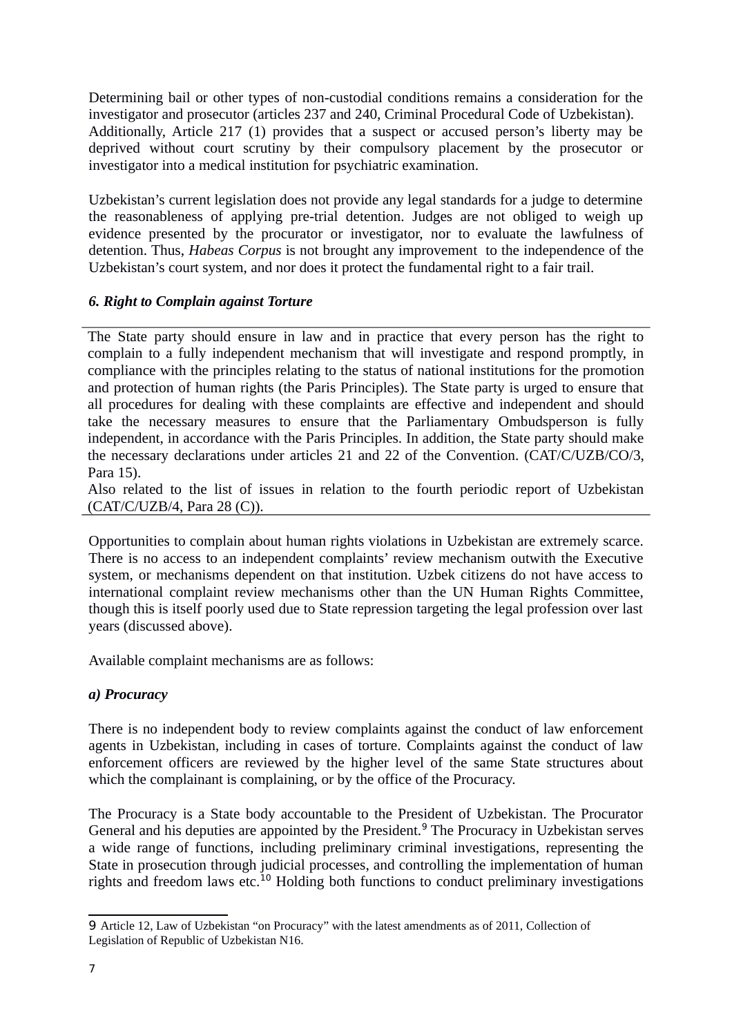Determining bail or other types of non-custodial conditions remains a consideration for the investigator and prosecutor (articles 237 and 240, Criminal Procedural Code of Uzbekistan). Additionally, Article 217 (1) provides that a suspect or accused person's liberty may be deprived without court scrutiny by their compulsory placement by the prosecutor or investigator into a medical institution for psychiatric examination.

Uzbekistan's current legislation does not provide any legal standards for a judge to determine the reasonableness of applying pre-trial detention. Judges are not obliged to weigh up evidence presented by the procurator or investigator, nor to evaluate the lawfulness of detention. Thus, *Habeas Corpus* is not brought any improvement to the independence of the Uzbekistan's court system, and nor does it protect the fundamental right to a fair trail.

### *6. Right to Complain against Torture*

---

The State party should ensure in law and in practice that every person has the right to complain to a fully independent mechanism that will investigate and respond promptly, in compliance with the principles relating to the status of national institutions for the promotion and protection of human rights (the Paris Principles). The State party is urged to ensure that all procedures for dealing with these complaints are effective and independent and should take the necessary measures to ensure that the Parliamentary Ombudsperson is fully independent, in accordance with the Paris Principles. In addition, the State party should make the necessary declarations under articles 21 and 22 of the Convention. (CAT/C/UZB/CO/3, Para 15).

Also related to the list of issues in relation to the fourth periodic report of Uzbekistan (CAT/C/UZB/4, Para 28 (C)).

---

Opportunities to complain about human rights violations in Uzbekistan are extremely scarce. There is no access to an independent complaints' review mechanism outwith the Executive system, or mechanisms dependent on that institution. Uzbek citizens do not have access to international complaint review mechanisms other than the UN Human Rights Committee, though this is itself poorly used due to State repression targeting the legal profession over last years (discussed above).

Available complaint mechanisms are as follows:

#### *a) Procuracy*

There is no independent body to review complaints against the conduct of law enforcement agents in Uzbekistan, including in cases of torture. Complaints against the conduct of law enforcement officers are reviewed by the higher level of the same State structures about which the complainant is complaining, or by the office of the Procuracy.

The Procuracy is a State body accountable to the President of Uzbekistan. The Procurator General and his deputies are appointed by the President.[9] The Procuracy in Uzbekistan serves a wide range of functions, including preliminary criminal investigations, representing the State in prosecution through judicial processes, and controlling the implementation of human rights and freedom laws etc.[10] Holding both functions to conduct preliminary investigations

---

[9] Article 12, Law of Uzbekistan "on Procuracy" with the latest amendments as of 2011, Collection of Legislation of Republic of Uzbekistan N16.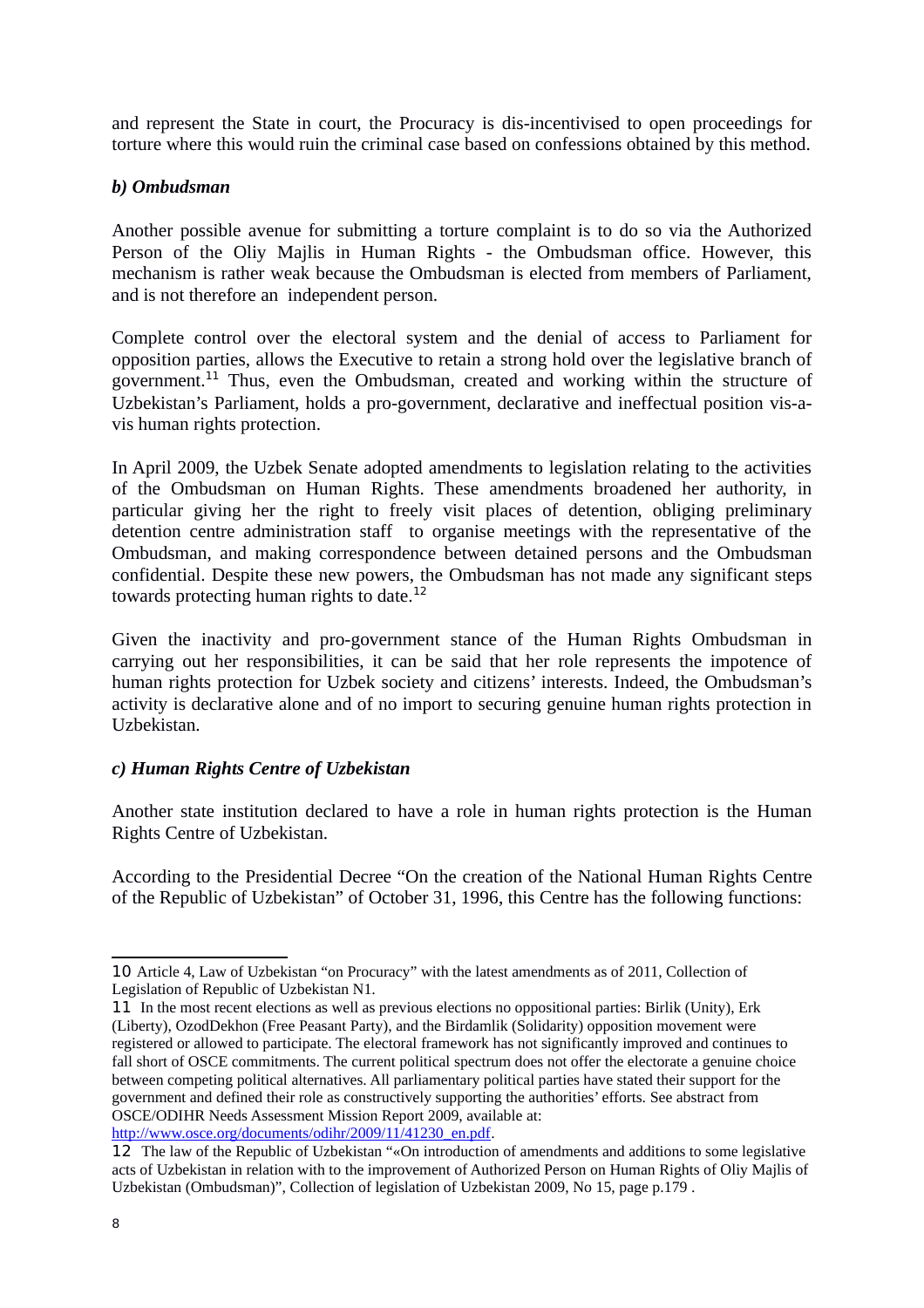and represent the State in court, the Procuracy is dis-incentivised to open proceedings for torture where this would ruin the criminal case based on confessions obtained by this method.

***b) Ombudsman***

Another possible avenue for submitting a torture complaint is to do so via the Authorized Person of the Oliy Majlis in Human Rights - the Ombudsman office. However, this mechanism is rather weak because the Ombudsman is elected from members of Parliament, and is not therefore an independent person.

Complete control over the electoral system and the denial of access to Parliament for opposition parties, allows the Executive to retain a strong hold over the legislative branch of government.[11] Thus, even the Ombudsman, created and working within the structure of Uzbekistan's Parliament, holds a pro-government, declarative and ineffectual position vis-a-vis human rights protection.

In April 2009, the Uzbek Senate adopted amendments to legislation relating to the activities of the Ombudsman on Human Rights. These amendments broadened her authority, in particular giving her the right to freely visit places of detention, obliging preliminary detention centre administration staff to organise meetings with the representative of the Ombudsman, and making correspondence between detained persons and the Ombudsman confidential. Despite these new powers, the Ombudsman has not made any significant steps towards protecting human rights to date.[12]

Given the inactivity and pro-government stance of the Human Rights Ombudsman in carrying out her responsibilities, it can be said that her role represents the impotence of human rights protection for Uzbek society and citizens' interests. Indeed, the Ombudsman's activity is declarative alone and of no import to securing genuine human rights protection in Uzbekistan.

***c) Human Rights Centre of Uzbekistan***

Another state institution declared to have a role in human rights protection is the Human Rights Centre of Uzbekistan.

According to the Presidential Decree "On the creation of the National Human Rights Centre of the Republic of Uzbekistan" of October 31, 1996, this Centre has the following functions:

---

10 Article 4, Law of Uzbekistan "on Procuracy" with the latest amendments as of 2011, Collection of Legislation of Republic of Uzbekistan N1.

11 In the most recent elections as well as previous elections no oppositional parties: Birlik (Unity), Erk (Liberty), OzodDekhon (Free Peasant Party), and the Birdamlik (Solidarity) opposition movement were registered or allowed to participate. The electoral framework has not significantly improved and continues to fall short of OSCE commitments. The current political spectrum does not offer the electorate a genuine choice between competing political alternatives. All parliamentary political parties have stated their support for the government and defined their role as constructively supporting the authorities' efforts. See abstract from OSCE/ODIHR Needs Assessment Mission Report 2009, available at: http://www.osce.org/documents/odihr/2009/11/41230_en.pdf.

12 The law of the Republic of Uzbekistan "«On introduction of amendments and additions to some legislative acts of Uzbekistan in relation with to the improvement of Authorized Person on Human Rights of Oliy Majlis of Uzbekistan (Ombudsman)", Collection of legislation of Uzbekistan 2009, No 15, page p.179 .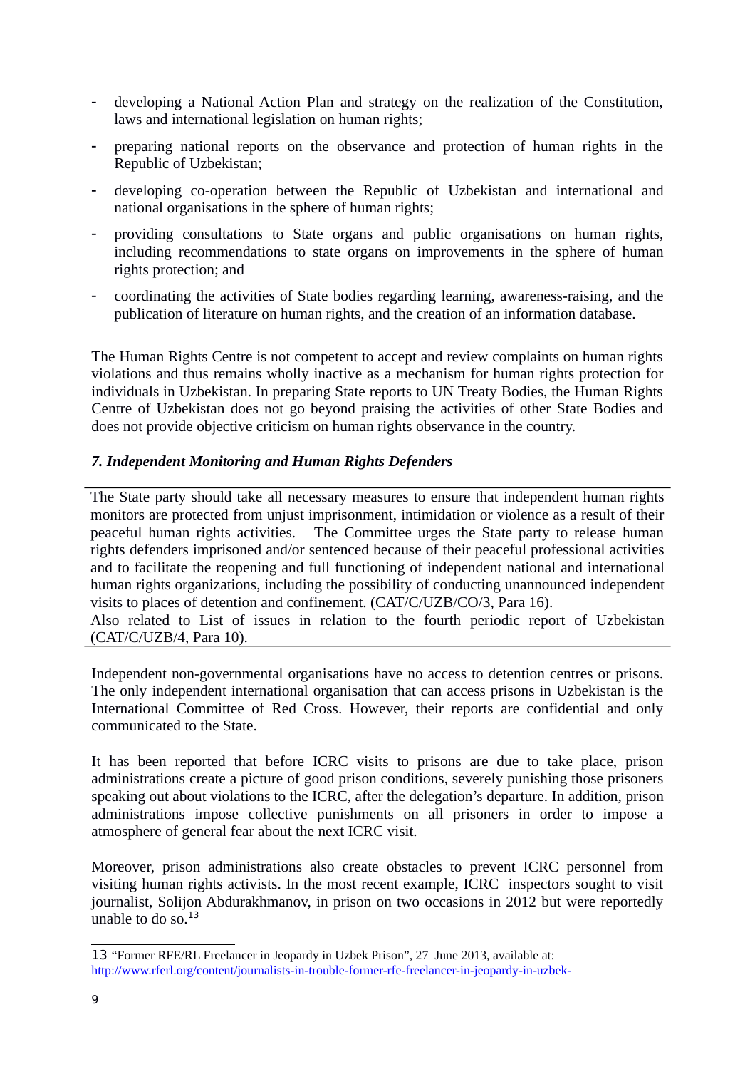- developing a National Action Plan and strategy on the realization of the Constitution, laws and international legislation on human rights;
- preparing national reports on the observance and protection of human rights in the Republic of Uzbekistan;
- developing co-operation between the Republic of Uzbekistan and international and national organisations in the sphere of human rights;
- providing consultations to State organs and public organisations on human rights, including recommendations to state organs on improvements in the sphere of human rights protection; and
- coordinating the activities of State bodies regarding learning, awareness-raising, and the publication of literature on human rights, and the creation of an information database.

The Human Rights Centre is not competent to accept and review complaints on human rights violations and thus remains wholly inactive as a mechanism for human rights protection for individuals in Uzbekistan. In preparing State reports to UN Treaty Bodies, the Human Rights Centre of Uzbekistan does not go beyond praising the activities of other State Bodies and does not provide objective criticism on human rights observance in the country.

### *7. Independent Monitoring and Human Rights Defenders*

---

The State party should take all necessary measures to ensure that independent human rights monitors are protected from unjust imprisonment, intimidation or violence as a result of their peaceful human rights activities. The Committee urges the State party to release human rights defenders imprisoned and/or sentenced because of their peaceful professional activities and to facilitate the reopening and full functioning of independent national and international human rights organizations, including the possibility of conducting unannounced independent visits to places of detention and confinement. (CAT/C/UZB/CO/3, Para 16).
Also related to List of issues in relation to the fourth periodic report of Uzbekistan (CAT/C/UZB/4, Para 10).

---

Independent non-governmental organisations have no access to detention centres or prisons. The only independent international organisation that can access prisons in Uzbekistan is the International Committee of Red Cross. However, their reports are confidential and only communicated to the State.

It has been reported that before ICRC visits to prisons are due to take place, prison administrations create a picture of good prison conditions, severely punishing those prisoners speaking out about violations to the ICRC, after the delegation's departure. In addition, prison administrations impose collective punishments on all prisoners in order to impose a atmosphere of general fear about the next ICRC visit.

Moreover, prison administrations also create obstacles to prevent ICRC personnel from visiting human rights activists. In the most recent example, ICRC inspectors sought to visit journalist, Solijon Abdurakhmanov, in prison on two occasions in 2012 but were reportedly unable to do so.[13]

---

13 "Former RFE/RL Freelancer in Jeopardy in Uzbek Prison", 27 June 2013, available at: http://www.rferl.org/content/journalists-in-trouble-former-rfe-freelancer-in-jeopardy-in-uzbek-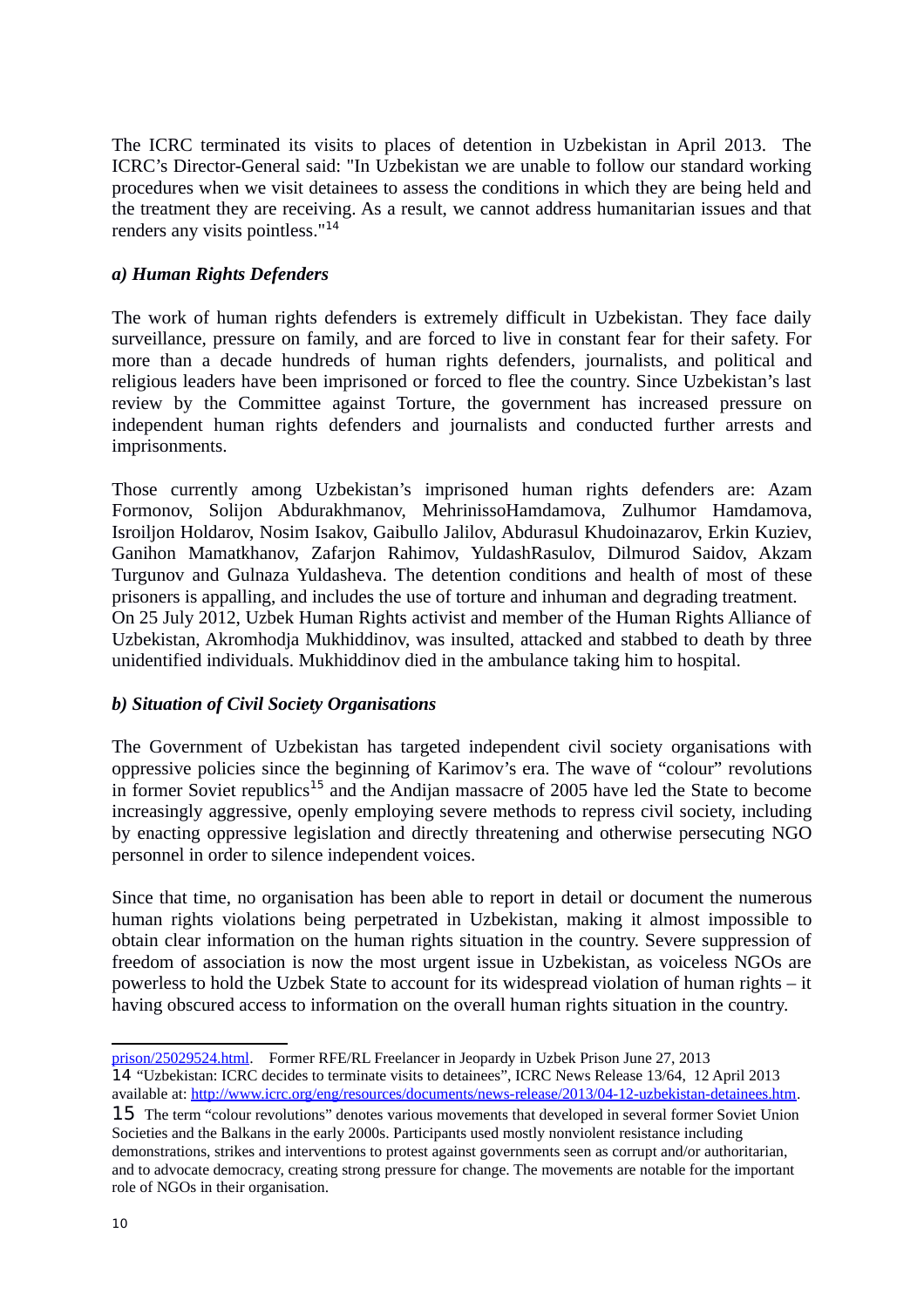The ICRC terminated its visits to places of detention in Uzbekistan in April 2013. The ICRC's Director-General said: "In Uzbekistan we are unable to follow our standard working procedures when we visit detainees to assess the conditions in which they are being held and the treatment they are receiving. As a result, we cannot address humanitarian issues and that renders any visits pointless."[14]

### *a) Human Rights Defenders*

The work of human rights defenders is extremely difficult in Uzbekistan. They face daily surveillance, pressure on family, and are forced to live in constant fear for their safety. For more than a decade hundreds of human rights defenders, journalists, and political and religious leaders have been imprisoned or forced to flee the country. Since Uzbekistan's last review by the Committee against Torture, the government has increased pressure on independent human rights defenders and journalists and conducted further arrests and imprisonments.

Those currently among Uzbekistan's imprisoned human rights defenders are: Azam Formonov, Solijon Abdurakhmanov, MehrinissoHamdamova, Zulhumor Hamdamova, Isroiljon Holdarov, Nosim Isakov, Gaibullo Jalilov, Abdurasul Khudoinazarov, Erkin Kuziev, Ganihon Mamatkhanov, Zafarjon Rahimov, YuldashRasulov, Dilmurod Saidov, Akzam Turgunov and Gulnaza Yuldasheva. The detention conditions and health of most of these prisoners is appalling, and includes the use of torture and inhuman and degrading treatment.
On 25 July 2012, Uzbek Human Rights activist and member of the Human Rights Alliance of Uzbekistan, Akromhodja Mukhiddinov, was insulted, attacked and stabbed to death by three unidentified individuals. Mukhiddinov died in the ambulance taking him to hospital.

### *b) Situation of Civil Society Organisations*

The Government of Uzbekistan has targeted independent civil society organisations with oppressive policies since the beginning of Karimov's era. The wave of "colour" revolutions in former Soviet republics[15] and the Andijan massacre of 2005 have led the State to become increasingly aggressive, openly employing severe methods to repress civil society, including by enacting oppressive legislation and directly threatening and otherwise persecuting NGO personnel in order to silence independent voices.

Since that time, no organisation has been able to report in detail or document the numerous human rights violations being perpetrated in Uzbekistan, making it almost impossible to obtain clear information on the human rights situation in the country. Severe suppression of freedom of association is now the most urgent issue in Uzbekistan, as voiceless NGOs are powerless to hold the Uzbek State to account for its widespread violation of human rights – it having obscured access to information on the overall human rights situation in the country.

---

prison/25029524.html. Former RFE/RL Freelancer in Jeopardy in Uzbek Prison June 27, 2013

[14] "Uzbekistan: ICRC decides to terminate visits to detainees", ICRC News Release 13/64, 12 April 2013 available at: http://www.icrc.org/eng/resources/documents/news-release/2013/04-12-uzbekistan-detainees.htm.

[15] The term "colour revolutions" denotes various movements that developed in several former Soviet Union Societies and the Balkans in the early 2000s. Participants used mostly nonviolent resistance including demonstrations, strikes and interventions to protest against governments seen as corrupt and/or authoritarian, and to advocate democracy, creating strong pressure for change. The movements are notable for the important role of NGOs in their organisation.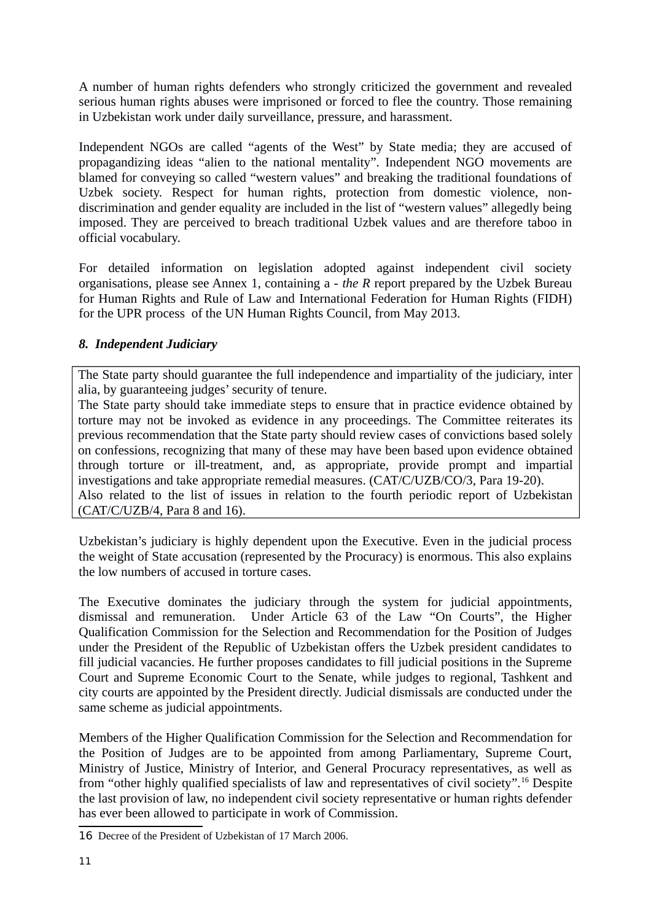A number of human rights defenders who strongly criticized the government and revealed serious human rights abuses were imprisoned or forced to flee the country. Those remaining in Uzbekistan work under daily surveillance, pressure, and harassment.

Independent NGOs are called "agents of the West" by State media; they are accused of propagandizing ideas "alien to the national mentality". Independent NGO movements are blamed for conveying so called "western values" and breaking the traditional foundations of Uzbek society. Respect for human rights, protection from domestic violence, non-discrimination and gender equality are included in the list of "western values" allegedly being imposed. They are perceived to breach traditional Uzbek values and are therefore taboo in official vocabulary.

For detailed information on legislation adopted against independent civil society organisations, please see Annex 1, containing a - *the R* report prepared by the Uzbek Bureau for Human Rights and Rule of Law and International Federation for Human Rights (FIDH) for the UPR process of the UN Human Rights Council, from May 2013.

### *8. Independent Judiciary*

> The State party should guarantee the full independence and impartiality of the judiciary, inter alia, by guaranteeing judges' security of tenure.
> The State party should take immediate steps to ensure that in practice evidence obtained by torture may not be invoked as evidence in any proceedings. The Committee reiterates its previous recommendation that the State party should review cases of convictions based solely on confessions, recognizing that many of these may have been based upon evidence obtained through torture or ill-treatment, and, as appropriate, provide prompt and impartial investigations and take appropriate remedial measures. (CAT/C/UZB/CO/3, Para 19-20).
> Also related to the list of issues in relation to the fourth periodic report of Uzbekistan (CAT/C/UZB/4, Para 8 and 16).

Uzbekistan's judiciary is highly dependent upon the Executive. Even in the judicial process the weight of State accusation (represented by the Procuracy) is enormous. This also explains the low numbers of accused in torture cases.

The Executive dominates the judiciary through the system for judicial appointments, dismissal and remuneration. Under Article 63 of the Law "On Courts", the Higher Qualification Commission for the Selection and Recommendation for the Position of Judges under the President of the Republic of Uzbekistan offers the Uzbek president candidates to fill judicial vacancies. He further proposes candidates to fill judicial positions in the Supreme Court and Supreme Economic Court to the Senate, while judges to regional, Tashkent and city courts are appointed by the President directly. Judicial dismissals are conducted under the same scheme as judicial appointments.

Members of the Higher Qualification Commission for the Selection and Recommendation for the Position of Judges are to be appointed from among Parliamentary, Supreme Court, Ministry of Justice, Ministry of Interior, and General Procuracy representatives, as well as from "other highly qualified specialists of law and representatives of civil society".[16] Despite the last provision of law, no independent civil society representative or human rights defender has ever been allowed to participate in work of Commission.

---

16 Decree of the President of Uzbekistan of 17 March 2006.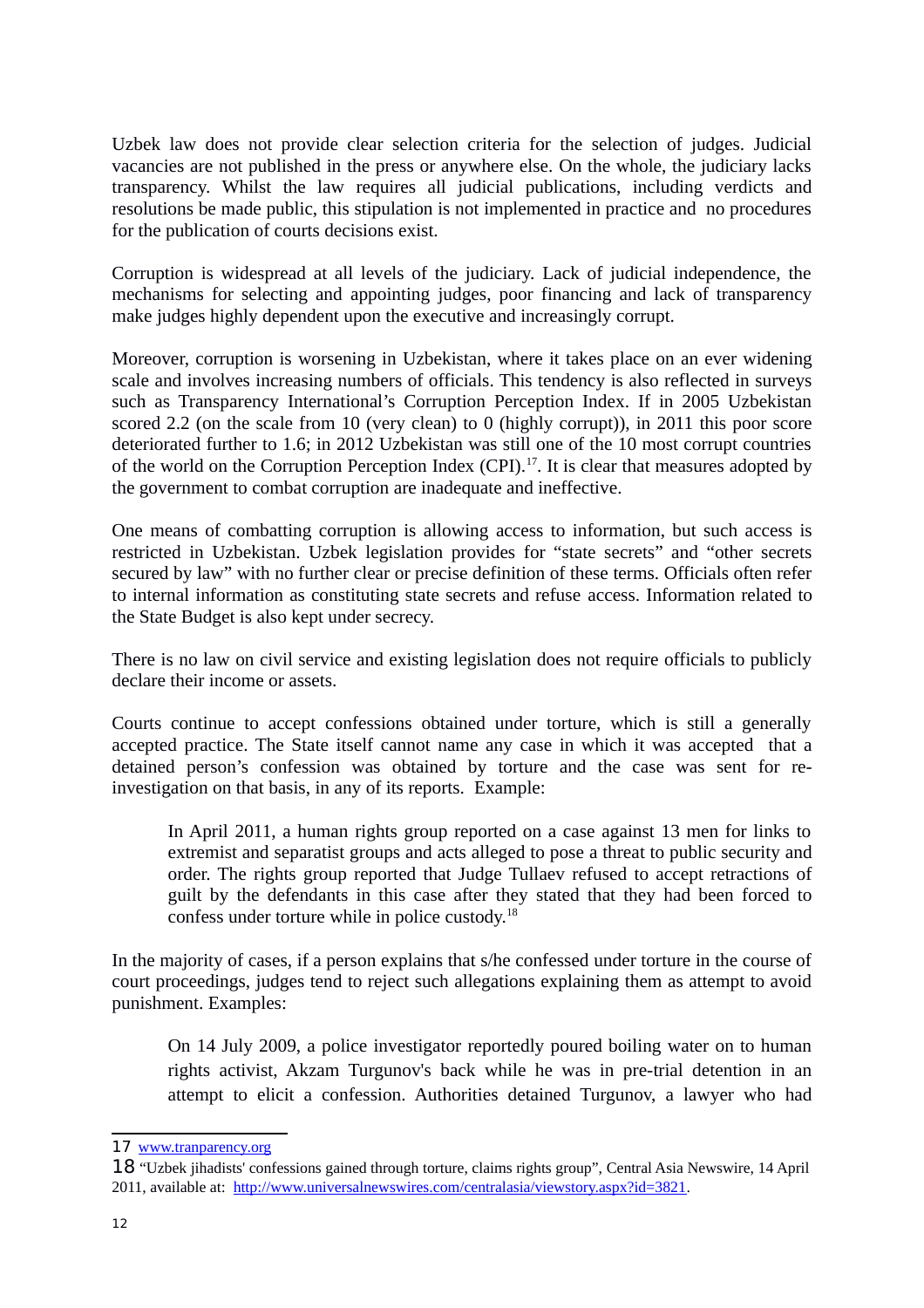Uzbek law does not provide clear selection criteria for the selection of judges. Judicial vacancies are not published in the press or anywhere else. On the whole, the judiciary lacks transparency. Whilst the law requires all judicial publications, including verdicts and resolutions be made public, this stipulation is not implemented in practice and no procedures for the publication of courts decisions exist.

Corruption is widespread at all levels of the judiciary. Lack of judicial independence, the mechanisms for selecting and appointing judges, poor financing and lack of transparency make judges highly dependent upon the executive and increasingly corrupt.

Moreover, corruption is worsening in Uzbekistan, where it takes place on an ever widening scale and involves increasing numbers of officials. This tendency is also reflected in surveys such as Transparency International's Corruption Perception Index. If in 2005 Uzbekistan scored 2.2 (on the scale from 10 (very clean) to 0 (highly corrupt)), in 2011 this poor score deteriorated further to 1.6; in 2012 Uzbekistan was still one of the 10 most corrupt countries of the world on the Corruption Perception Index (CPI).[17]. It is clear that measures adopted by the government to combat corruption are inadequate and ineffective.

One means of combatting corruption is allowing access to information, but such access is restricted in Uzbekistan. Uzbek legislation provides for "state secrets" and "other secrets secured by law" with no further clear or precise definition of these terms. Officials often refer to internal information as constituting state secrets and refuse access. Information related to the State Budget is also kept under secrecy.

There is no law on civil service and existing legislation does not require officials to publicly declare their income or assets.

Courts continue to accept confessions obtained under torture, which is still a generally accepted practice. The State itself cannot name any case in which it was accepted that a detained person's confession was obtained by torture and the case was sent for re-investigation on that basis, in any of its reports. Example:

> In April 2011, a human rights group reported on a case against 13 men for links to extremist and separatist groups and acts alleged to pose a threat to public security and order. The rights group reported that Judge Tullaev refused to accept retractions of guilt by the defendants in this case after they stated that they had been forced to confess under torture while in police custody.[18]

In the majority of cases, if a person explains that s/he confessed under torture in the course of court proceedings, judges tend to reject such allegations explaining them as attempt to avoid punishment. Examples:

> On 14 July 2009, a police investigator reportedly poured boiling water on to human rights activist, Akzam Turgunov's back while he was in pre-trial detention in an attempt to elicit a confession. Authorities detained Turgunov, a lawyer who had

---

17 www.tranparency.org

18 "Uzbek jihadists' confessions gained through torture, claims rights group", Central Asia Newswire, 14 April 2011, available at: http://www.universalnewswires.com/centralasia/viewstory.aspx?id=3821.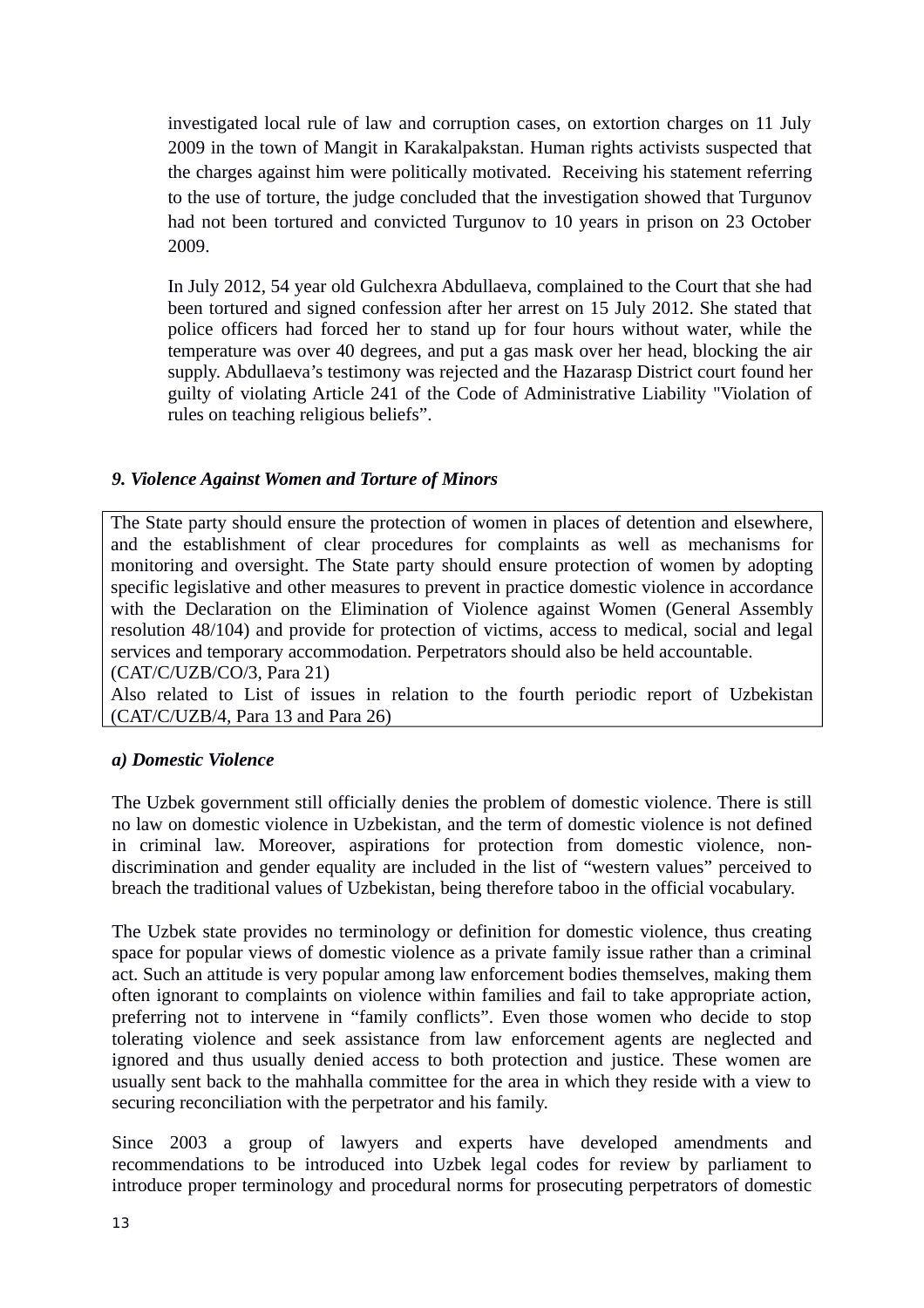investigated local rule of law and corruption cases, on extortion charges on 11 July 2009 in the town of Mangit in Karakalpakstan. Human rights activists suspected that the charges against him were politically motivated. Receiving his statement referring to the use of torture, the judge concluded that the investigation showed that Turgunov had not been tortured and convicted Turgunov to 10 years in prison on 23 October 2009.

In July 2012, 54 year old Gulchexra Abdullaeva, complained to the Court that she had been tortured and signed confession after her arrest on 15 July 2012. She stated that police officers had forced her to stand up for four hours without water, while the temperature was over 40 degrees, and put a gas mask over her head, blocking the air supply. Abdullaeva's testimony was rejected and the Hazarasp District court found her guilty of violating Article 241 of the Code of Administrative Liability "Violation of rules on teaching religious beliefs".

### *9. Violence Against Women and Torture of Minors*

> The State party should ensure the protection of women in places of detention and elsewhere, and the establishment of clear procedures for complaints as well as mechanisms for monitoring and oversight. The State party should ensure protection of women by adopting specific legislative and other measures to prevent in practice domestic violence in accordance with the Declaration on the Elimination of Violence against Women (General Assembly resolution 48/104) and provide for protection of victims, access to medical, social and legal services and temporary accommodation. Perpetrators should also be held accountable.
> (CAT/C/UZB/CO/3, Para 21)
> Also related to List of issues in relation to the fourth periodic report of Uzbekistan (CAT/C/UZB/4, Para 13 and Para 26)

#### *a) Domestic Violence*

The Uzbek government still officially denies the problem of domestic violence. There is still no law on domestic violence in Uzbekistan, and the term of domestic violence is not defined in criminal law. Moreover, aspirations for protection from domestic violence, non-discrimination and gender equality are included in the list of "western values" perceived to breach the traditional values of Uzbekistan, being therefore taboo in the official vocabulary.

The Uzbek state provides no terminology or definition for domestic violence, thus creating space for popular views of domestic violence as a private family issue rather than a criminal act. Such an attitude is very popular among law enforcement bodies themselves, making them often ignorant to complaints on violence within families and fail to take appropriate action, preferring not to intervene in "family conflicts". Even those women who decide to stop tolerating violence and seek assistance from law enforcement agents are neglected and ignored and thus usually denied access to both protection and justice. These women are usually sent back to the mahhalla committee for the area in which they reside with a view to securing reconciliation with the perpetrator and his family.

Since 2003 a group of lawyers and experts have developed amendments and recommendations to be introduced into Uzbek legal codes for review by parliament to introduce proper terminology and procedural norms for prosecuting perpetrators of domestic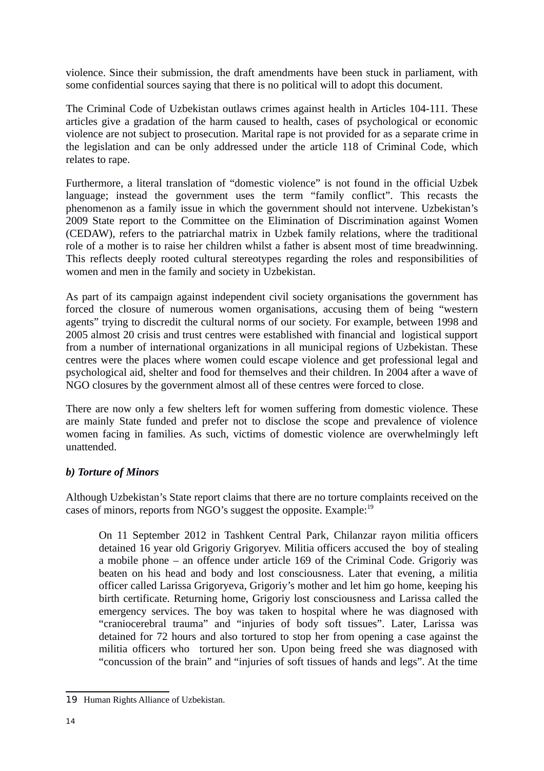violence. Since their submission, the draft amendments have been stuck in parliament, with some confidential sources saying that there is no political will to adopt this document.

The Criminal Code of Uzbekistan outlaws crimes against health in Articles 104-111. These articles give a gradation of the harm caused to health, cases of psychological or economic violence are not subject to prosecution. Marital rape is not provided for as a separate crime in the legislation and can be only addressed under the article 118 of Criminal Code, which relates to rape.

Furthermore, a literal translation of "domestic violence" is not found in the official Uzbek language; instead the government uses the term "family conflict". This recasts the phenomenon as a family issue in which the government should not intervene. Uzbekistan's 2009 State report to the Committee on the Elimination of Discrimination against Women (CEDAW), refers to the patriarchal matrix in Uzbek family relations, where the traditional role of a mother is to raise her children whilst a father is absent most of time breadwinning. This reflects deeply rooted cultural stereotypes regarding the roles and responsibilities of women and men in the family and society in Uzbekistan.

As part of its campaign against independent civil society organisations the government has forced the closure of numerous women organisations, accusing them of being "western agents" trying to discredit the cultural norms of our society. For example, between 1998 and 2005 almost 20 crisis and trust centres were established with financial and logistical support from a number of international organizations in all municipal regions of Uzbekistan. These centres were the places where women could escape violence and get professional legal and psychological aid, shelter and food for themselves and their children. In 2004 after a wave of NGO closures by the government almost all of these centres were forced to close.

There are now only a few shelters left for women suffering from domestic violence. These are mainly State funded and prefer not to disclose the scope and prevalence of violence women facing in families. As such, victims of domestic violence are overwhelmingly left unattended.

### *b) Torture of Minors*

Although Uzbekistan's State report claims that there are no torture complaints received on the cases of minors, reports from NGO's suggest the opposite. Example:[19]

> On 11 September 2012 in Tashkent Central Park, Chilanzar rayon militia officers detained 16 year old Grigoriy Grigoryev. Militia officers accused the boy of stealing a mobile phone – an offence under article 169 of the Criminal Code. Grigoriy was beaten on his head and body and lost consciousness. Later that evening, a militia officer called Larissa Grigoryeva, Grigoriy's mother and let him go home, keeping his birth certificate. Returning home, Grigoriy lost consciousness and Larissa called the emergency services. The boy was taken to hospital where he was diagnosed with "craniocerebral trauma" and "injuries of body soft tissues". Later, Larissa was detained for 72 hours and also tortured to stop her from opening a case against the militia officers who tortured her son. Upon being freed she was diagnosed with "concussion of the brain" and "injuries of soft tissues of hands and legs". At the time

---

19 Human Rights Alliance of Uzbekistan.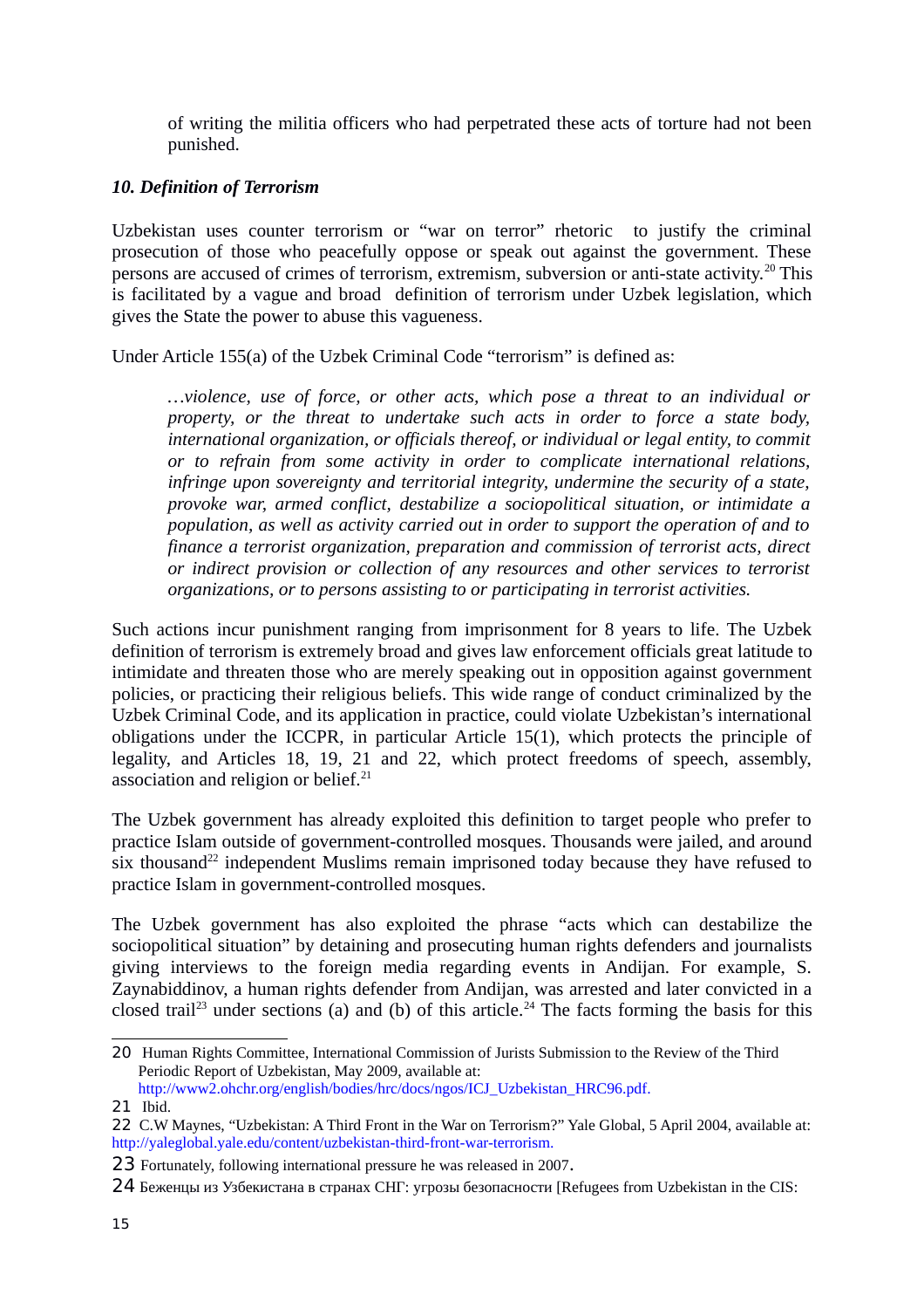of writing the militia officers who had perpetrated these acts of torture had not been punished.

### *10. Definition of Terrorism*

Uzbekistan uses counter terrorism or "war on terror" rhetoric to justify the criminal prosecution of those who peacefully oppose or speak out against the government. These persons are accused of crimes of terrorism, extremism, subversion or anti-state activity.[20] This is facilitated by a vague and broad definition of terrorism under Uzbek legislation, which gives the State the power to abuse this vagueness.

Under Article 155(a) of the Uzbek Criminal Code "terrorism" is defined as:

> *…violence, use of force, or other acts, which pose a threat to an individual or property, or the threat to undertake such acts in order to force a state body, international organization, or officials thereof, or individual or legal entity, to commit or to refrain from some activity in order to complicate international relations, infringe upon sovereignty and territorial integrity, undermine the security of a state, provoke war, armed conflict, destabilize a sociopolitical situation, or intimidate a population, as well as activity carried out in order to support the operation of and to finance a terrorist organization, preparation and commission of terrorist acts, direct or indirect provision or collection of any resources and other services to terrorist organizations, or to persons assisting to or participating in terrorist activities.*

Such actions incur punishment ranging from imprisonment for 8 years to life. The Uzbek definition of terrorism is extremely broad and gives law enforcement officials great latitude to intimidate and threaten those who are merely speaking out in opposition against government policies, or practicing their religious beliefs. This wide range of conduct criminalized by the Uzbek Criminal Code, and its application in practice, could violate Uzbekistan's international obligations under the ICCPR, in particular Article 15(1), which protects the principle of legality, and Articles 18, 19, 21 and 22, which protect freedoms of speech, assembly, association and religion or belief.[21]

The Uzbek government has already exploited this definition to target people who prefer to practice Islam outside of government-controlled mosques. Thousands were jailed, and around six thousand[22] independent Muslims remain imprisoned today because they have refused to practice Islam in government-controlled mosques.

The Uzbek government has also exploited the phrase "acts which can destabilize the sociopolitical situation" by detaining and prosecuting human rights defenders and journalists giving interviews to the foreign media regarding events in Andijan. For example, S. Zaynabiddinov, a human rights defender from Andijan, was arrested and later convicted in a closed trail[23] under sections (a) and (b) of this article.[24] The facts forming the basis for this

---

20 Human Rights Committee, International Commission of Jurists Submission to the Review of the Third Periodic Report of Uzbekistan, May 2009, available at: http://www2.ohchr.org/english/bodies/hrc/docs/ngos/ICJ_Uzbekistan_HRC96.pdf.

21 Ibid.

22 C.W Maynes, "Uzbekistan: A Third Front in the War on Terrorism?" Yale Global, 5 April 2004, available at: http://yaleglobal.yale.edu/content/uzbekistan-third-front-war-terrorism.

23 Fortunately, following international pressure he was released in 2007.

24 Беженцы из Узбекистана в странах СНГ: угрозы безопасности [Refugees from Uzbekistan in the CIS: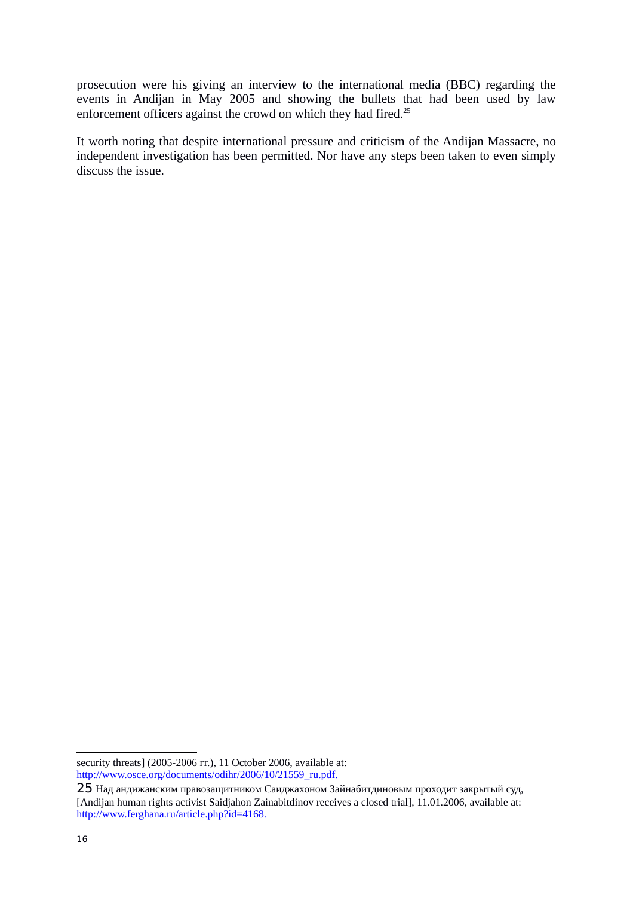prosecution were his giving an interview to the international media (BBC) regarding the events in Andijan in May 2005 and showing the bullets that had been used by law enforcement officers against the crowd on which they had fired.[25]

It worth noting that despite international pressure and criticism of the Andijan Massacre, no independent investigation has been permitted. Nor have any steps been taken to even simply discuss the issue.

---

security threats] (2005-2006 гг.), 11 October 2006, available at: http://www.osce.org/documents/odihr/2006/10/21559_ru.pdf.

25 Над андижанским правозащитником Саиджахоном Зайнабитдиновым проходит закрытый суд, [Andijan human rights activist Saidjahon Zainabitdinov receives a closed trial], 11.01.2006, available at: http://www.ferghana.ru/article.php?id=4168.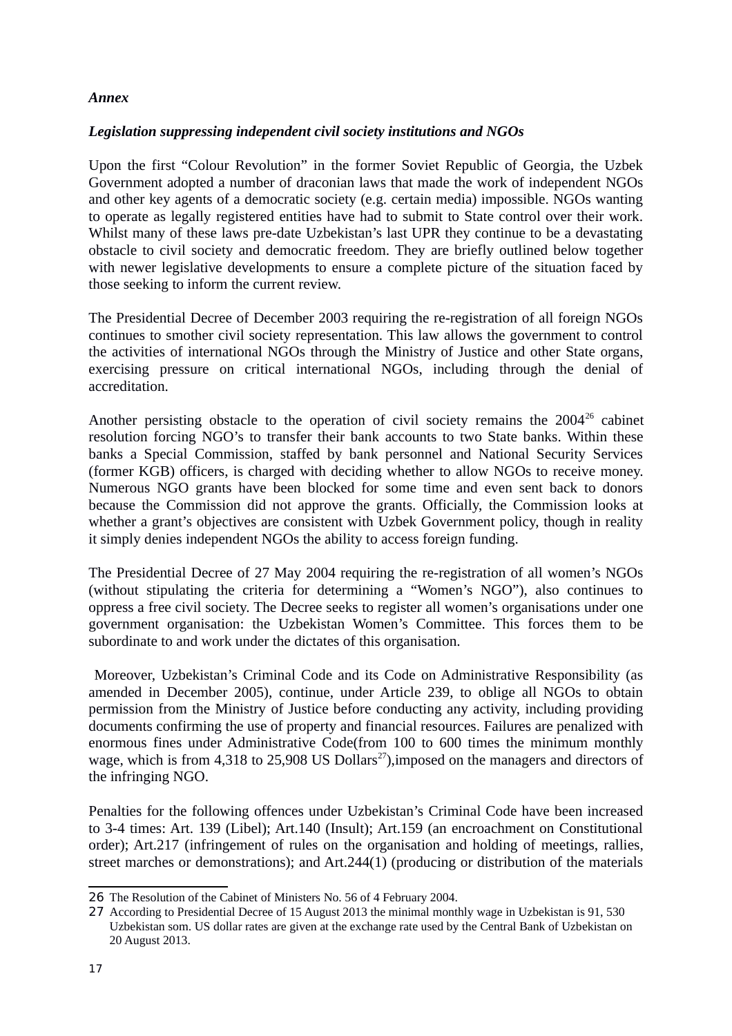***Annex***

***Legislation suppressing independent civil society institutions and NGOs***

Upon the first "Colour Revolution" in the former Soviet Republic of Georgia, the Uzbek Government adopted a number of draconian laws that made the work of independent NGOs and other key agents of a democratic society (e.g. certain media) impossible. NGOs wanting to operate as legally registered entities have had to submit to State control over their work. Whilst many of these laws pre-date Uzbekistan's last UPR they continue to be a devastating obstacle to civil society and democratic freedom. They are briefly outlined below together with newer legislative developments to ensure a complete picture of the situation faced by those seeking to inform the current review.

The Presidential Decree of December 2003 requiring the re-registration of all foreign NGOs continues to smother civil society representation. This law allows the government to control the activities of international NGOs through the Ministry of Justice and other State organs, exercising pressure on critical international NGOs, including through the denial of accreditation.

Another persisting obstacle to the operation of civil society remains the 2004[26] cabinet resolution forcing NGO's to transfer their bank accounts to two State banks. Within these banks a Special Commission, staffed by bank personnel and National Security Services (former KGB) officers, is charged with deciding whether to allow NGOs to receive money. Numerous NGO grants have been blocked for some time and even sent back to donors because the Commission did not approve the grants. Officially, the Commission looks at whether a grant's objectives are consistent with Uzbek Government policy, though in reality it simply denies independent NGOs the ability to access foreign funding.

The Presidential Decree of 27 May 2004 requiring the re-registration of all women's NGOs (without stipulating the criteria for determining a "Women's NGO"), also continues to oppress a free civil society. The Decree seeks to register all women's organisations under one government organisation: the Uzbekistan Women's Committee. This forces them to be subordinate to and work under the dictates of this organisation.

Moreover, Uzbekistan's Criminal Code and its Code on Administrative Responsibility (as amended in December 2005), continue, under Article 239, to oblige all NGOs to obtain permission from the Ministry of Justice before conducting any activity, including providing documents confirming the use of property and financial resources. Failures are penalized with enormous fines under Administrative Code(from 100 to 600 times the minimum monthly wage, which is from 4,318 to 25,908 US Dollars[27]),imposed on the managers and directors of the infringing NGO.

Penalties for the following offences under Uzbekistan's Criminal Code have been increased to 3-4 times: Art. 139 (Libel); Art.140 (Insult); Art.159 (an encroachment on Constitutional order); Art.217 (infringement of rules on the organisation and holding of meetings, rallies, street marches or demonstrations); and Art.244(1) (producing or distribution of the materials

---

26 The Resolution of the Cabinet of Ministers No. 56 of 4 February 2004.

27 According to Presidential Decree of 15 August 2013 the minimal monthly wage in Uzbekistan is 91, 530 Uzbekistan som. US dollar rates are given at the exchange rate used by the Central Bank of Uzbekistan on 20 August 2013.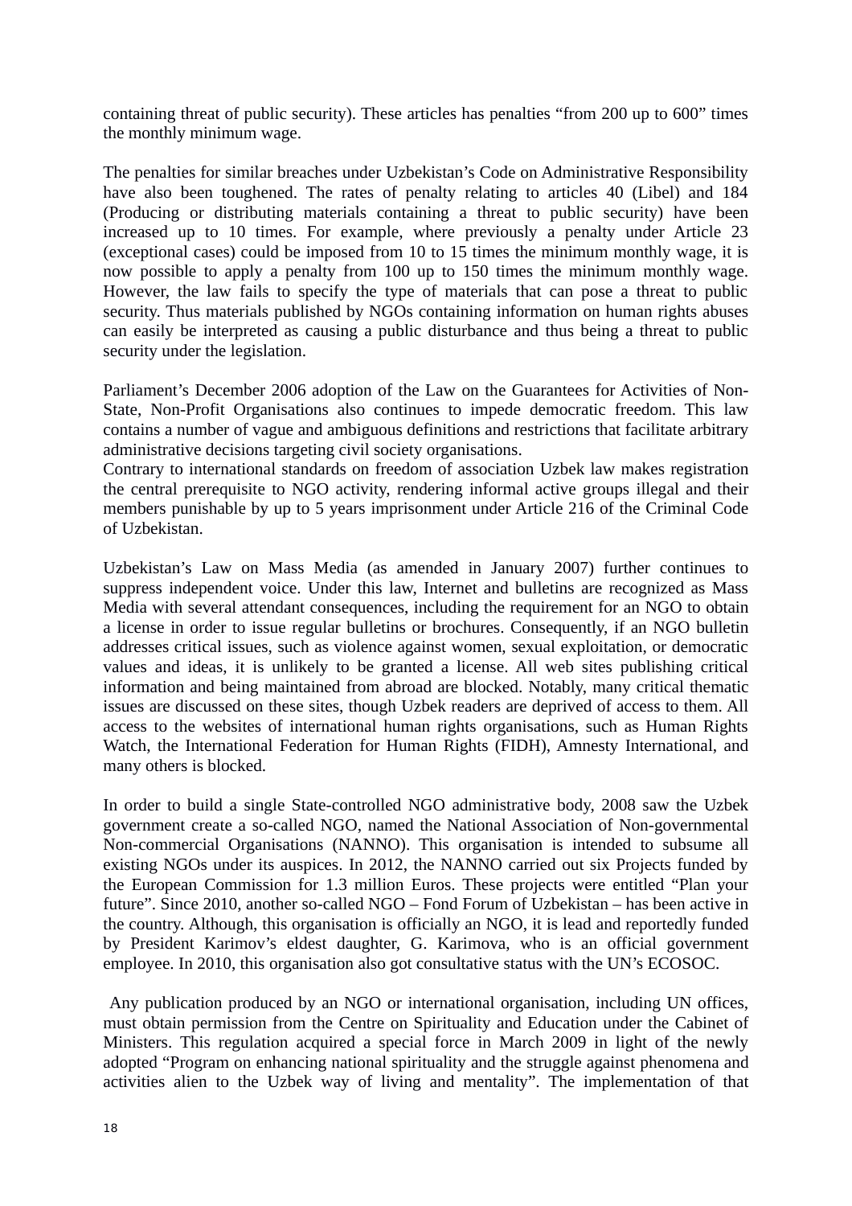containing threat of public security). These articles has penalties "from 200 up to 600" times the monthly minimum wage.

The penalties for similar breaches under Uzbekistan's Code on Administrative Responsibility have also been toughened. The rates of penalty relating to articles 40 (Libel) and 184 (Producing or distributing materials containing a threat to public security) have been increased up to 10 times. For example, where previously a penalty under Article 23 (exceptional cases) could be imposed from 10 to 15 times the minimum monthly wage, it is now possible to apply a penalty from 100 up to 150 times the minimum monthly wage. However, the law fails to specify the type of materials that can pose a threat to public security. Thus materials published by NGOs containing information on human rights abuses can easily be interpreted as causing a public disturbance and thus being a threat to public security under the legislation.

Parliament's December 2006 adoption of the Law on the Guarantees for Activities of Non-State, Non-Profit Organisations also continues to impede democratic freedom. This law contains a number of vague and ambiguous definitions and restrictions that facilitate arbitrary administrative decisions targeting civil society organisations.
Contrary to international standards on freedom of association Uzbek law makes registration the central prerequisite to NGO activity, rendering informal active groups illegal and their members punishable by up to 5 years imprisonment under Article 216 of the Criminal Code of Uzbekistan.

Uzbekistan's Law on Mass Media (as amended in January 2007) further continues to suppress independent voice. Under this law, Internet and bulletins are recognized as Mass Media with several attendant consequences, including the requirement for an NGO to obtain a license in order to issue regular bulletins or brochures. Consequently, if an NGO bulletin addresses critical issues, such as violence against women, sexual exploitation, or democratic values and ideas, it is unlikely to be granted a license. All web sites publishing critical information and being maintained from abroad are blocked. Notably, many critical thematic issues are discussed on these sites, though Uzbek readers are deprived of access to them. All access to the websites of international human rights organisations, such as Human Rights Watch, the International Federation for Human Rights (FIDH), Amnesty International, and many others is blocked.

In order to build a single State-controlled NGO administrative body, 2008 saw the Uzbek government create a so-called NGO, named the National Association of Non-governmental Non-commercial Organisations (NANNO). This organisation is intended to subsume all existing NGOs under its auspices. In 2012, the NANNO carried out six Projects funded by the European Commission for 1.3 million Euros. These projects were entitled "Plan your future". Since 2010, another so-called NGO – Fond Forum of Uzbekistan – has been active in the country. Although, this organisation is officially an NGO, it is lead and reportedly funded by President Karimov's eldest daughter, G. Karimova, who is an official government employee. In 2010, this organisation also got consultative status with the UN's ECOSOC.

Any publication produced by an NGO or international organisation, including UN offices, must obtain permission from the Centre on Spirituality and Education under the Cabinet of Ministers. This regulation acquired a special force in March 2009 in light of the newly adopted "Program on enhancing national spirituality and the struggle against phenomena and activities alien to the Uzbek way of living and mentality". The implementation of that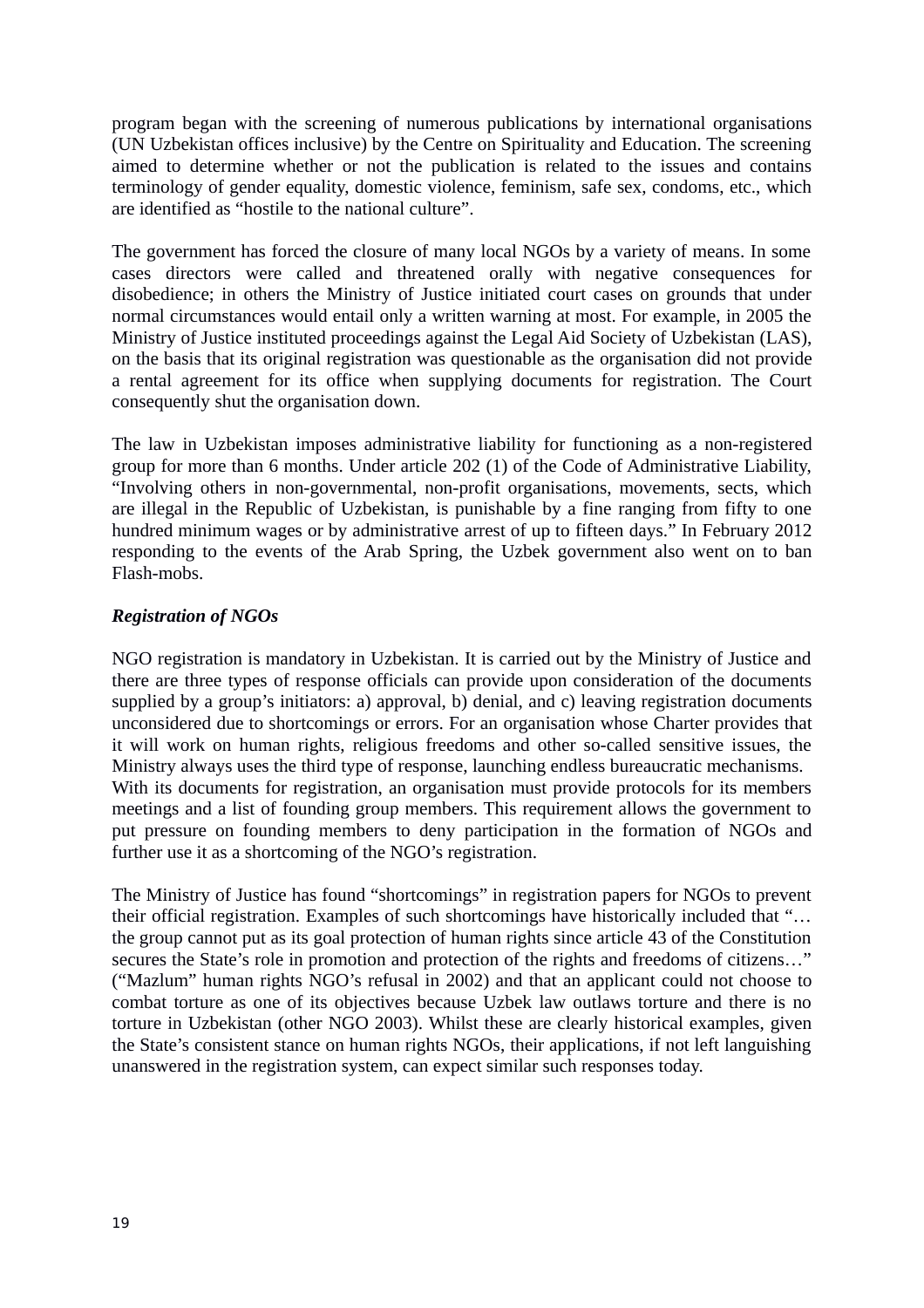program began with the screening of numerous publications by international organisations (UN Uzbekistan offices inclusive) by the Centre on Spirituality and Education. The screening aimed to determine whether or not the publication is related to the issues and contains terminology of gender equality, domestic violence, feminism, safe sex, condoms, etc., which are identified as "hostile to the national culture".

The government has forced the closure of many local NGOs by a variety of means. In some cases directors were called and threatened orally with negative consequences for disobedience; in others the Ministry of Justice initiated court cases on grounds that under normal circumstances would entail only a written warning at most. For example, in 2005 the Ministry of Justice instituted proceedings against the Legal Aid Society of Uzbekistan (LAS), on the basis that its original registration was questionable as the organisation did not provide a rental agreement for its office when supplying documents for registration. The Court consequently shut the organisation down.

The law in Uzbekistan imposes administrative liability for functioning as a non-registered group for more than 6 months. Under article 202 (1) of the Code of Administrative Liability, "Involving others in non-governmental, non-profit organisations, movements, sects, which are illegal in the Republic of Uzbekistan, is punishable by a fine ranging from fifty to one hundred minimum wages or by administrative arrest of up to fifteen days." In February 2012 responding to the events of the Arab Spring, the Uzbek government also went on to ban Flash-mobs.

***Registration of NGOs***

NGO registration is mandatory in Uzbekistan. It is carried out by the Ministry of Justice and there are three types of response officials can provide upon consideration of the documents supplied by a group's initiators: a) approval, b) denial, and c) leaving registration documents unconsidered due to shortcomings or errors. For an organisation whose Charter provides that it will work on human rights, religious freedoms and other so-called sensitive issues, the Ministry always uses the third type of response, launching endless bureaucratic mechanisms. With its documents for registration, an organisation must provide protocols for its members meetings and a list of founding group members. This requirement allows the government to put pressure on founding members to deny participation in the formation of NGOs and further use it as a shortcoming of the NGO's registration.

The Ministry of Justice has found "shortcomings" in registration papers for NGOs to prevent their official registration. Examples of such shortcomings have historically included that "… the group cannot put as its goal protection of human rights since article 43 of the Constitution secures the State's role in promotion and protection of the rights and freedoms of citizens…" ("Mazlum" human rights NGO's refusal in 2002) and that an applicant could not choose to combat torture as one of its objectives because Uzbek law outlaws torture and there is no torture in Uzbekistan (other NGO 2003). Whilst these are clearly historical examples, given the State's consistent stance on human rights NGOs, their applications, if not left languishing unanswered in the registration system, can expect similar such responses today.